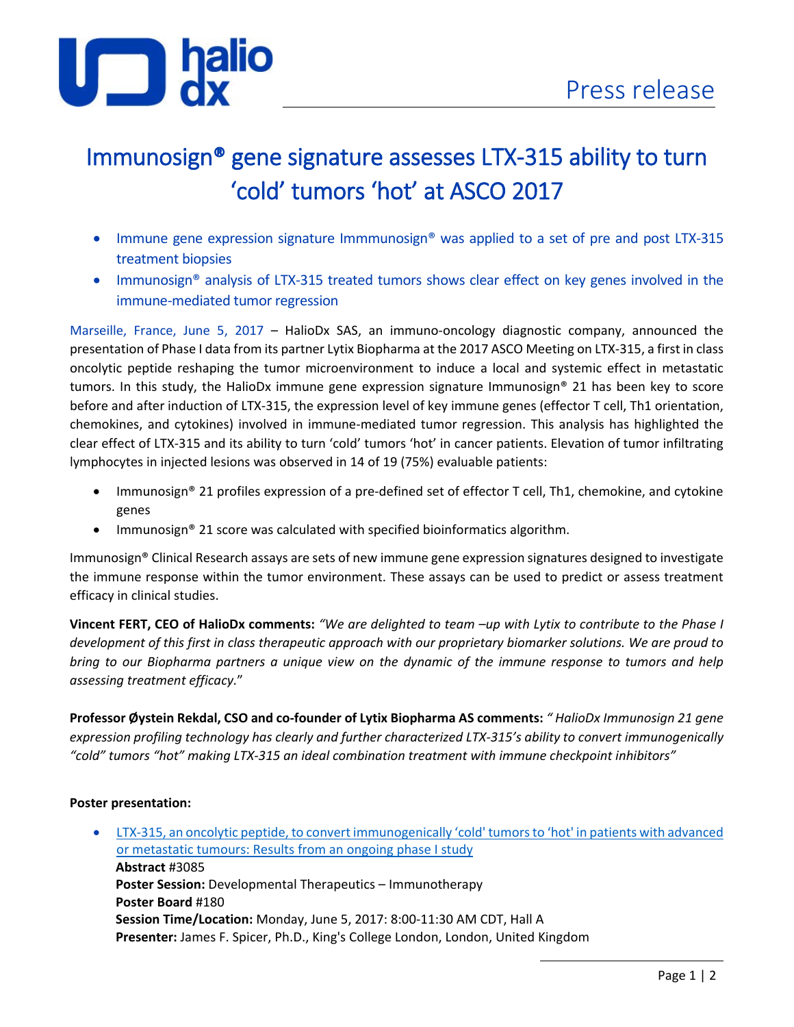Press release

# Immunosign® gene signature assesses LTX-315 ability to turn 'cold' tumors 'hot' at ASCO 2017

- Immune gene expression signature Immmunosign® was applied to a set of pre and post LTX-315 treatment biopsies
- Immunosign® analysis of LTX-315 treated tumors shows clear effect on key genes involved in the immune-mediated tumor regression

Marseille, France, June 5, 2017 – HalioDx SAS, an immuno-oncology diagnostic company, announced the presentation of Phase I data from its partner Lytix Biopharma at the 2017 ASCO Meeting on LTX-315, a first in class oncolytic peptide reshaping the tumor microenvironment to induce a local and systemic effect in metastatic tumors. In this study, the HalioDx immune gene expression signature Immunosign® 21 has been key to score before and after induction of LTX-315, the expression level of key immune genes (effector T cell, Th1 orientation, chemokines, and cytokines) involved in immune-mediated tumor regression. This analysis has highlighted the clear effect of LTX-315 and its ability to turn 'cold' tumors 'hot' in cancer patients. Elevation of tumor infiltrating lymphocytes in injected lesions was observed in 14 of 19 (75%) evaluable patients:

- Immunosign® 21 profiles expression of a pre-defined set of effector T cell, Th1, chemokine, and cytokine genes
- Immunosign® 21 score was calculated with specified bioinformatics algorithm.

Immunosign® Clinical Research assays are sets of new immune gene expression signatures designed to investigate the immune response within the tumor environment. These assays can be used to predict or assess treatment efficacy in clinical studies.

**Vincent FERT, CEO of HalioDx comments:** *"We are delighted to team –up with Lytix to contribute to the Phase I development of this first in class therapeutic approach with our proprietary biomarker solutions. We are proud to bring to our Biopharma partners a unique view on the dynamic of the immune response to tumors and help assessing treatment efficacy."*

**Professor Øystein Rekdal, CSO and co-founder of Lytix Biopharma AS comments:** *" HalioDx Immunosign 21 gene expression profiling technology has clearly and further characterized LTX-315's ability to convert immunogenically "cold" tumors "hot" making LTX-315 an ideal combination treatment with immune checkpoint inhibitors"*

**Poster presentation:**

- LTX-315, an oncolytic peptide, to convert immunogenically 'cold' tumors to 'hot' in patients with advanced or metastatic tumours: Results from an ongoing phase I study
  **Abstract** #3085
  **Poster Session:** Developmental Therapeutics – Immunotherapy
  **Poster Board** #180
  **Session Time/Location:** Monday, June 5, 2017: 8:00-11:30 AM CDT, Hall A
  **Presenter:** James F. Spicer, Ph.D., King's College London, London, United Kingdom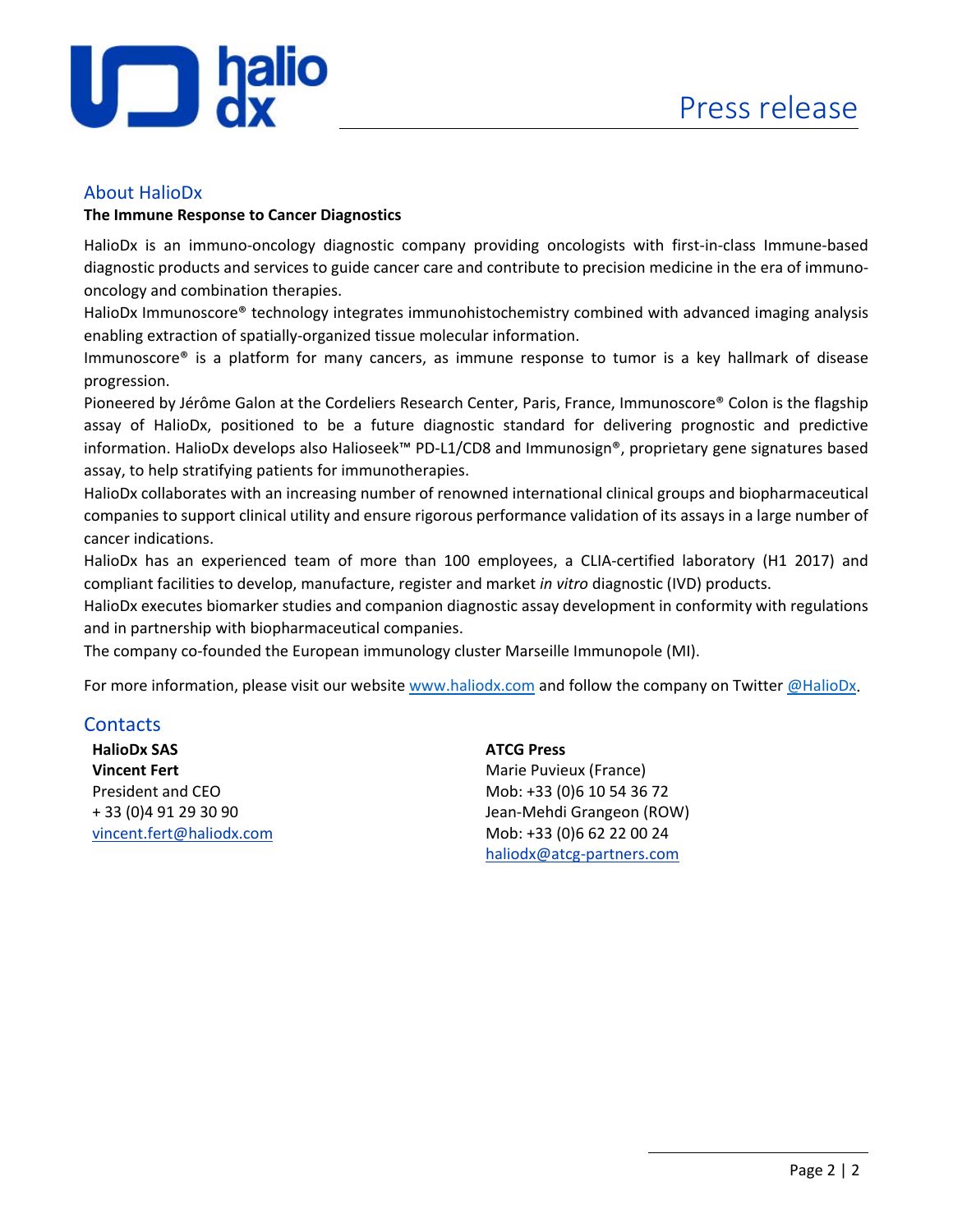## About HalioDx

**The Immune Response to Cancer Diagnostics**

HalioDx is an immuno-oncology diagnostic company providing oncologists with first-in-class Immune-based diagnostic products and services to guide cancer care and contribute to precision medicine in the era of immuno-oncology and combination therapies.

HalioDx Immunoscore® technology integrates immunohistochemistry combined with advanced imaging analysis enabling extraction of spatially-organized tissue molecular information.

Immunoscore® is a platform for many cancers, as immune response to tumor is a key hallmark of disease progression.

Pioneered by Jérôme Galon at the Cordeliers Research Center, Paris, France, Immunoscore® Colon is the flagship assay of HalioDx, positioned to be a future diagnostic standard for delivering prognostic and predictive information. HalioDx develops also Halioseek™ PD-L1/CD8 and Immunosign®, proprietary gene signatures based assay, to help stratifying patients for immunotherapies.

HalioDx collaborates with an increasing number of renowned international clinical groups and biopharmaceutical companies to support clinical utility and ensure rigorous performance validation of its assays in a large number of cancer indications.

HalioDx has an experienced team of more than 100 employees, a CLIA-certified laboratory (H1 2017) and compliant facilities to develop, manufacture, register and market *in vitro* diagnostic (IVD) products.

HalioDx executes biomarker studies and companion diagnostic assay development in conformity with regulations and in partnership with biopharmaceutical companies.

The company co-founded the European immunology cluster Marseille Immunopole (MI).

For more information, please visit our website www.haliodx.com and follow the company on Twitter @HalioDx.

## Contacts

**HalioDx SAS**
**Vincent Fert**
President and CEO
+ 33 (0)4 91 29 30 90
vincent.fert@haliodx.com

**ATCG Press**
Marie Puvieux (France)
Mob: +33 (0)6 10 54 36 72
Jean-Mehdi Grangeon (ROW)
Mob: +33 (0)6 62 22 00 24
haliodx@atcg-partners.com